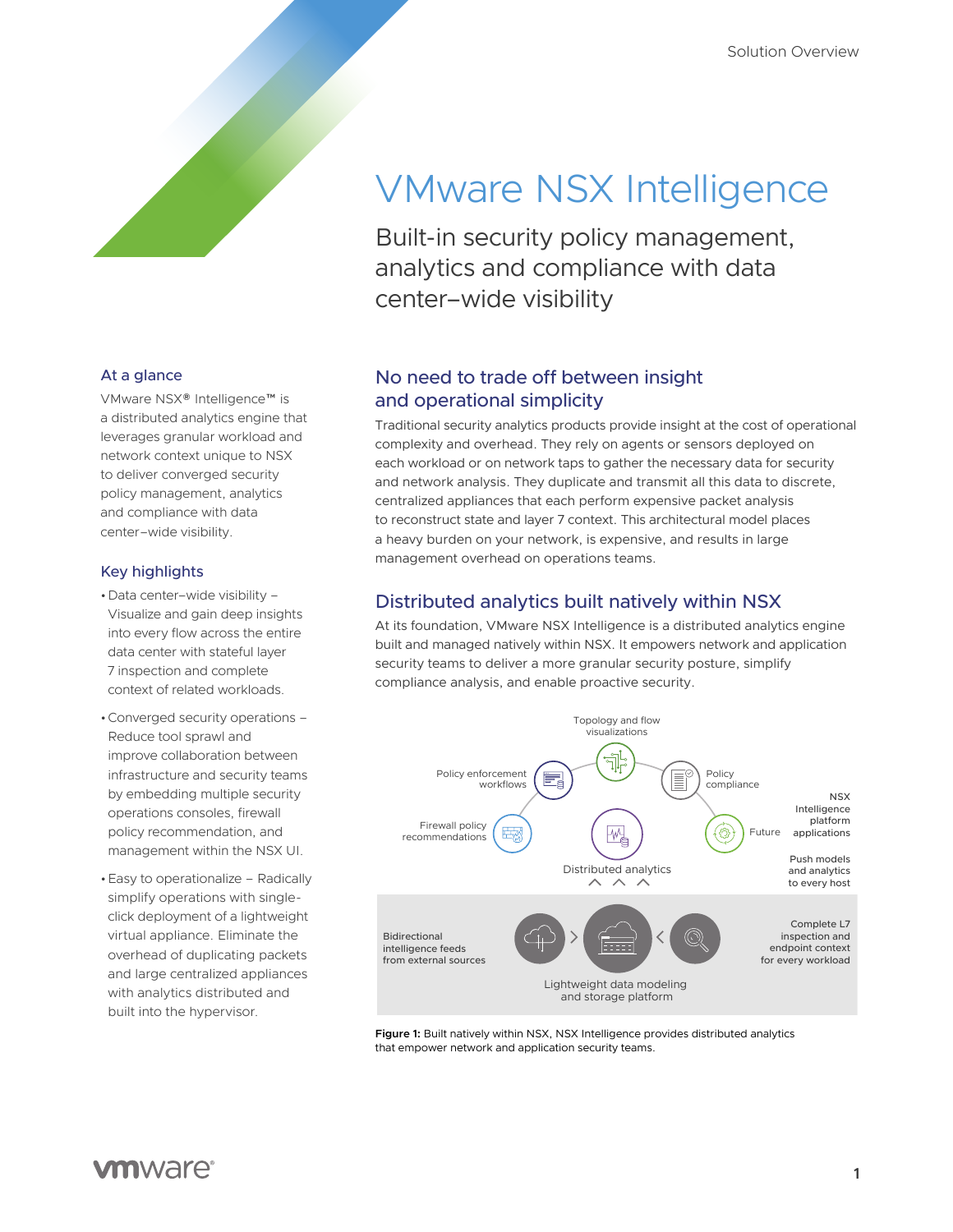Solution Overview

# VMware NSX Intelligence

Built-in security policy management, analytics and compliance with data center–wide visibility

## At a glance

VMware NSX® Intelligence™ is a distributed analytics engine that leverages granular workload and network context unique to NSX to deliver converged security policy management, analytics and compliance with data center–wide visibility.

## Key highlights

- Data center–wide visibility – Visualize and gain deep insights into every flow across the entire data center with stateful layer 7 inspection and complete context of related workloads.
- Converged security operations – Reduce tool sprawl and improve collaboration between infrastructure and security teams by embedding multiple security operations consoles, firewall policy recommendation, and management within the NSX UI.
- Easy to operationalize – Radically simplify operations with single-click deployment of a lightweight virtual appliance. Eliminate the overhead of duplicating packets and large centralized appliances with analytics distributed and built into the hypervisor.

## No need to trade off between insight and operational simplicity

Traditional security analytics products provide insight at the cost of operational complexity and overhead. They rely on agents or sensors deployed on each workload or on network taps to gather the necessary data for security and network analysis. They duplicate and transmit all this data to discrete, centralized appliances that each perform expensive packet analysis to reconstruct state and layer 7 context. This architectural model places a heavy burden on your network, is expensive, and results in large management overhead on operations teams.

## Distributed analytics built natively within NSX

At its foundation, VMware NSX Intelligence is a distributed analytics engine built and managed natively within NSX. It empowers network and application security teams to deliver a more granular security posture, simplify compliance analysis, and enable proactive security.

Topology and flow visualizations

Policy enforcement workflows

Policy compliance

Firewall policy recommendations

Future

NSX Intelligence platform applications

Distributed analytics

Push models and analytics to every host

Bidirectional intelligence feeds from external sources

Complete L7 inspection and endpoint context for every workload

Lightweight data modeling and storage platform

**Figure 1:** Built natively within NSX, NSX Intelligence provides distributed analytics that empower network and application security teams.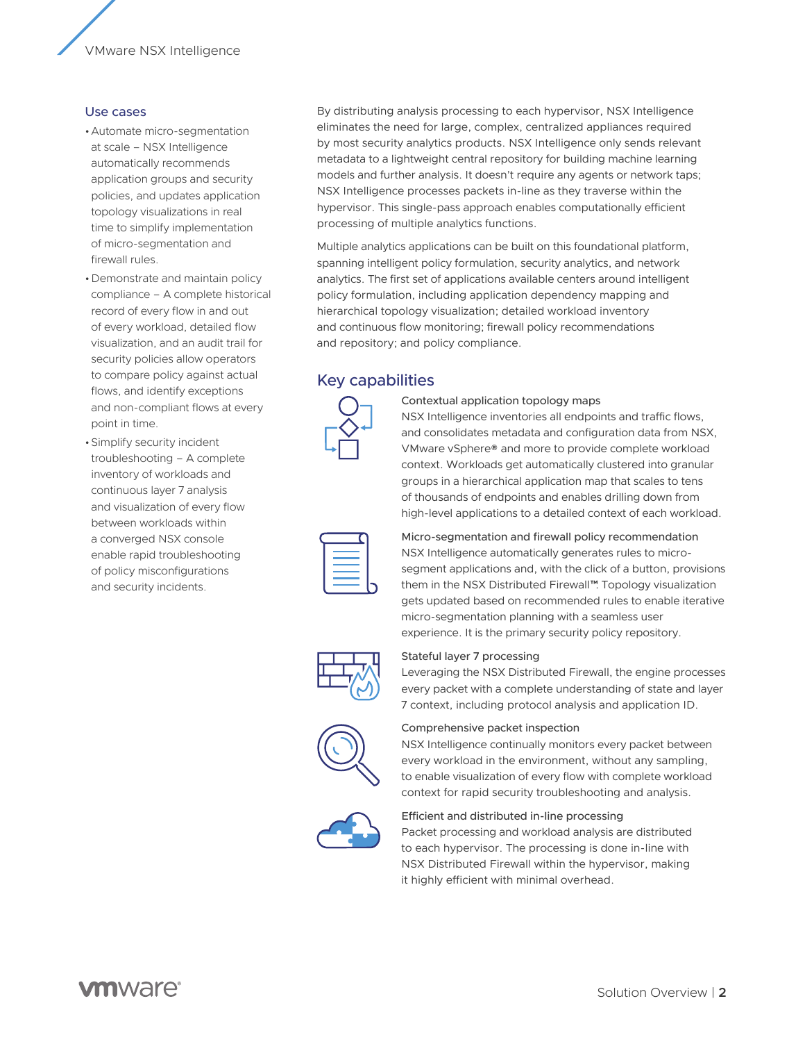## Use cases

- Automate micro-segmentation at scale – NSX Intelligence automatically recommends application groups and security policies, and updates application topology visualizations in real time to simplify implementation of micro-segmentation and firewall rules.
- Demonstrate and maintain policy compliance – A complete historical record of every flow in and out of every workload, detailed flow visualization, and an audit trail for security policies allow operators to compare policy against actual flows, and identify exceptions and non-compliant flows at every point in time.
- Simplify security incident troubleshooting – A complete inventory of workloads and continuous layer 7 analysis and visualization of every flow between workloads within a converged NSX console enable rapid troubleshooting of policy misconfigurations and security incidents.

By distributing analysis processing to each hypervisor, NSX Intelligence eliminates the need for large, complex, centralized appliances required by most security analytics products. NSX Intelligence only sends relevant metadata to a lightweight central repository for building machine learning models and further analysis. It doesn't require any agents or network taps; NSX Intelligence processes packets in-line as they traverse within the hypervisor. This single-pass approach enables computationally efficient processing of multiple analytics functions.

Multiple analytics applications can be built on this foundational platform, spanning intelligent policy formulation, security analytics, and network analytics. The first set of applications available centers around intelligent policy formulation, including application dependency mapping and hierarchical topology visualization; detailed workload inventory and continuous flow monitoring; firewall policy recommendations and repository; and policy compliance.

## Key capabilities

### Contextual application topology maps

NSX Intelligence inventories all endpoints and traffic flows, and consolidates metadata and configuration data from NSX, VMware vSphere® and more to provide complete workload context. Workloads get automatically clustered into granular groups in a hierarchical application map that scales to tens of thousands of endpoints and enables drilling down from high-level applications to a detailed context of each workload.

### Micro-segmentation and firewall policy recommendation

NSX Intelligence automatically generates rules to micro-segment applications and, with the click of a button, provisions them in the NSX Distributed Firewall™. Topology visualization gets updated based on recommended rules to enable iterative micro-segmentation planning with a seamless user experience. It is the primary security policy repository.

### Stateful layer 7 processing

Leveraging the NSX Distributed Firewall, the engine processes every packet with a complete understanding of state and layer 7 context, including protocol analysis and application ID.

### Comprehensive packet inspection

NSX Intelligence continually monitors every packet between every workload in the environment, without any sampling, to enable visualization of every flow with complete workload context for rapid security troubleshooting and analysis.

### Efficient and distributed in-line processing

Packet processing and workload analysis are distributed to each hypervisor. The processing is done in-line with NSX Distributed Firewall within the hypervisor, making it highly efficient with minimal overhead.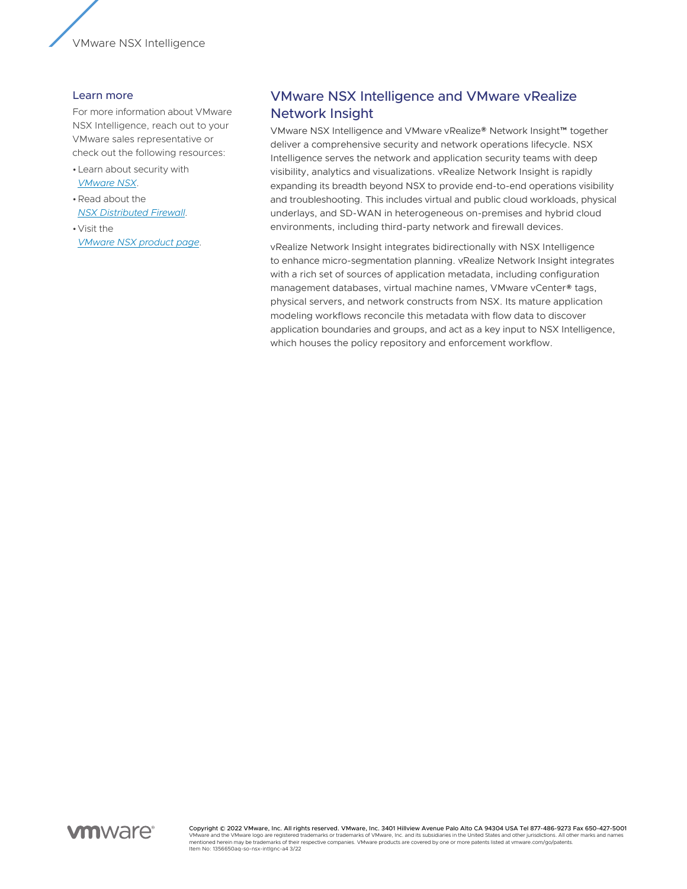### Learn more

For more information about VMware NSX Intelligence, reach out to your VMware sales representative or check out the following resources:

- Learn about security with *VMware NSX*.
- Read about the *NSX Distributed Firewall*.
- Visit the *VMware NSX product page*.

## VMware NSX Intelligence and VMware vRealize Network Insight

VMware NSX Intelligence and VMware vRealize® Network Insight™ together deliver a comprehensive security and network operations lifecycle. NSX Intelligence serves the network and application security teams with deep visibility, analytics and visualizations. vRealize Network Insight is rapidly expanding its breadth beyond NSX to provide end-to-end operations visibility and troubleshooting. This includes virtual and public cloud workloads, physical underlays, and SD-WAN in heterogeneous on-premises and hybrid cloud environments, including third-party network and firewall devices.

vRealize Network Insight integrates bidirectionally with NSX Intelligence to enhance micro-segmentation planning. vRealize Network Insight integrates with a rich set of sources of application metadata, including configuration management databases, virtual machine names, VMware vCenter® tags, physical servers, and network constructs from NSX. Its mature application modeling workflows reconcile this metadata with flow data to discover application boundaries and groups, and act as a key input to NSX Intelligence, which houses the policy repository and enforcement workflow.

Copyright © 2022 VMware, Inc. All rights reserved. VMware, Inc. 3401 Hillview Avenue Palo Alto CA 94304 USA Tel 877-486-9273 Fax 650-427-5001 VMware and the VMware logo are registered trademarks or trademarks of VMware, Inc. and its subsidiaries in the United States and other jurisdictions. All other marks and names mentioned herein may be trademarks of their respective companies. VMware products are covered by one or more patents listed at vmware.com/go/patents. Item No: 1356650aq-so-nsx-intlgnc-a4 3/22